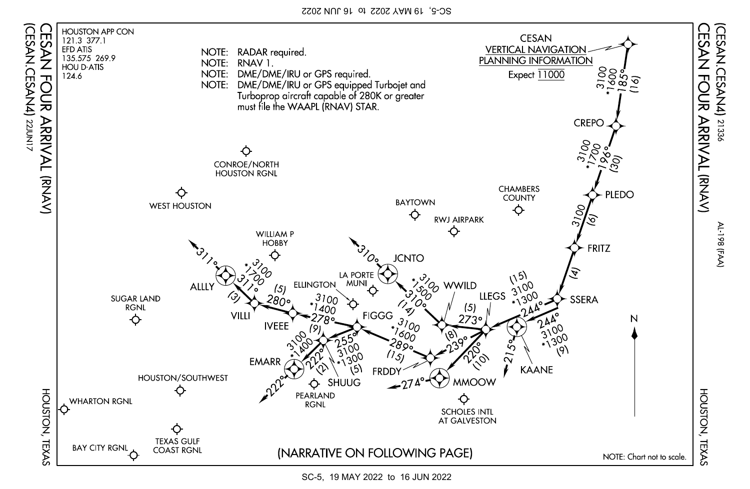# CESAN FOUR ARRIVAL (RNAV)

(CESAN.CESAN4) 22JUN17

HOUSTON, TEXAS

AL-198 (FAA) 21336

HOUSTON APP CON
121.3 377.1
EFD ATIS
135.575 269.9
HOU D-ATIS
124.6

NOTE: RADAR required.
NOTE: RNAV 1.
NOTE: DME/DME/IRU or GPS required.
NOTE: DME/DME/IRU or GPS equipped Turbojet and Turboprop aircraft capable of 280K or greater must file the WAAPL (RNAV) STAR.

CESAN
VERTICAL NAVIGATION PLANNING INFORMATION
Expect 11000

CESAN — 3100 *1600 185° (16) — CREPO

CREPO — 3100 *1700 196° (30) — PLEDO

PLEDO — 3100 (6) — FRITZ

FRITZ — (4) — SSERA

SSERA — (15) 3100 *1300 244° — LLEGS

KAANE — 244° 3100 *1300 (9) — LLEGS; KAANE 215°

LLEGS — (5) 273° — WWILD

WWILD — *1500 3100 310° (14) — JCNTO; JCNTO 310°

LLEGS — (8) 239° — FRDDY

LLEGS — 220° (10) — MMOOW; MMOOW 274°

FRDDY — 3100 *1600 289° (15) — FIGGG

FIGGG — 3100 *1400 278° (9) — IVEEE

IVEEE — (5) 280° — VILLI

VILLI — 311° (3) *1700 3100 — ALLLY; ALLLY 311°

FIGGG — 255° 3100 *1300 (5) — SHUUG

SHUUG — 3100 *1400 222° (2) — EMARR; EMARR 222°

CONROE/NORTH HOUSTON RGNL
WEST HOUSTON
BAYTOWN
CHAMBERS COUNTY
RWJ AIRPARK
WILLIAM P HOBBY
LA PORTE MUNI
ELLINGTON
SUGAR LAND RGNL
HOUSTON/SOUTHWEST
PEARLAND RGNL
SCHOLES INTL AT GALVESTON
WHARTON RGNL
TEXAS GULF COAST RGNL
BAY CITY RGNL

N

(NARRATIVE ON FOLLOWING PAGE)

NOTE: Chart not to scale.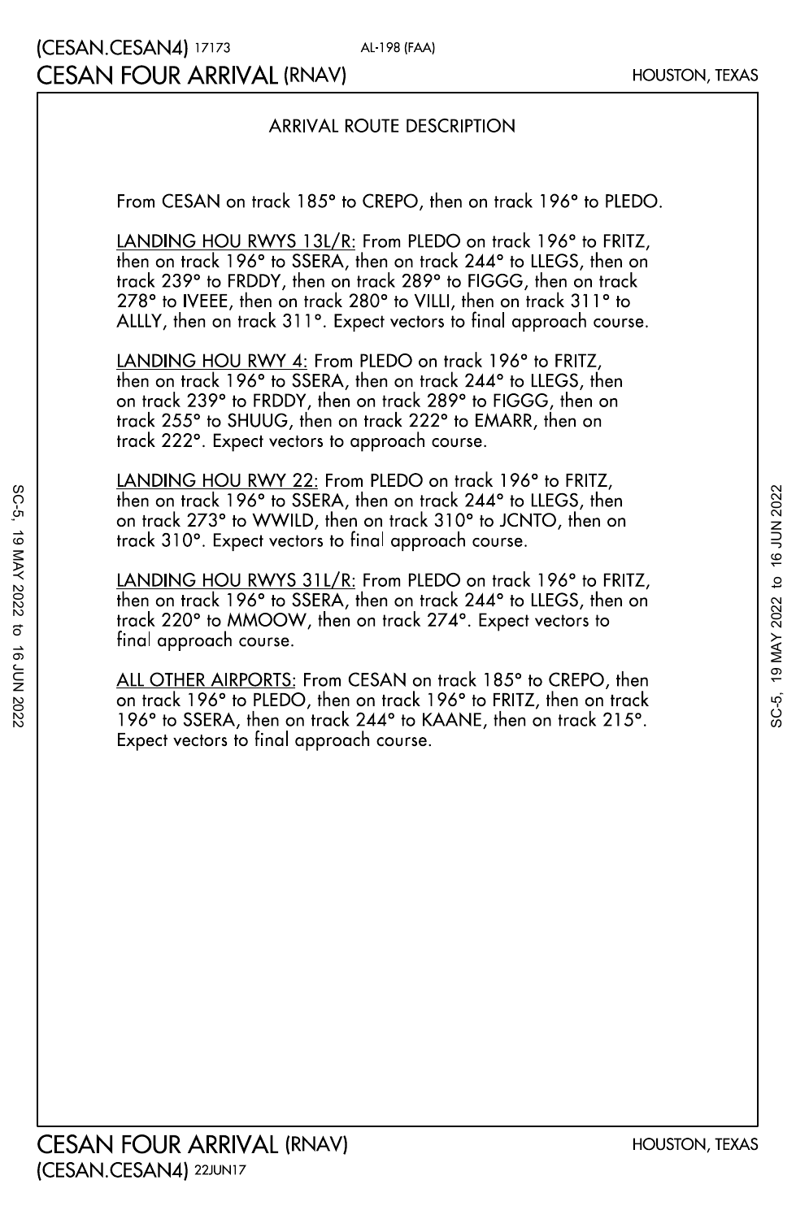# (CESAN.CESAN4) 17173

AL-198 (FAA)

# CESAN FOUR ARRIVAL (RNAV)

HOUSTON, TEXAS

## ARRIVAL ROUTE DESCRIPTION

From CESAN on track 185° to CREPO, then on track 196° to PLEDO.

LANDING HOU RWYS 13L/R: From PLEDO on track 196° to FRITZ, then on track 196° to SSERA, then on track 244° to LLEGS, then on track 239° to FRDDY, then on track 289° to FIGGG, then on track 278° to IVEEE, then on track 280° to VILLI, then on track 311° to ALLLY, then on track 311°. Expect vectors to final approach course.

LANDING HOU RWY 4: From PLEDO on track 196° to FRITZ, then on track 196° to SSERA, then on track 244° to LLEGS, then on track 239° to FRDDY, then on track 289° to FIGGG, then on track 255° to SHUUG, then on track 222° to EMARR, then on track 222°. Expect vectors to approach course.

LANDING HOU RWY 22: From PLEDO on track 196° to FRITZ, then on track 196° to SSERA, then on track 244° to LLEGS, then on track 273° to WWILD, then on track 310° to JCNTO, then on track 310°. Expect vectors to final approach course.

LANDING HOU RWYS 31L/R: From PLEDO on track 196° to FRITZ, then on track 196° to SSERA, then on track 244° to LLEGS, then on track 220° to MMOOW, then on track 274°. Expect vectors to final approach course.

ALL OTHER AIRPORTS: From CESAN on track 185° to CREPO, then on track 196° to PLEDO, then on track 196° to FRITZ, then on track 196° to SSERA, then on track 244° to KAANE, then on track 215°. Expect vectors to final approach course.

CESAN FOUR ARRIVAL (RNAV)

HOUSTON, TEXAS

(CESAN.CESAN4) 22JUN17